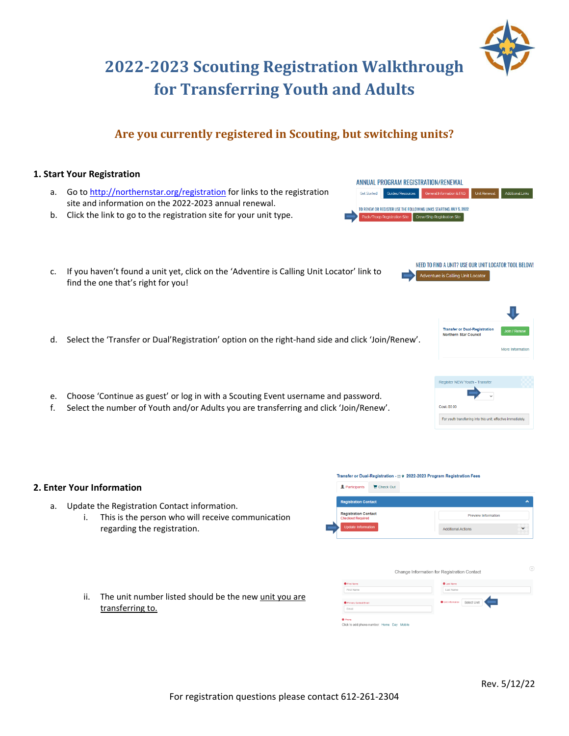# 2022-2023 Scouting Registration Walkthrough for Transferring Youth and Adults

## Are you currently registered in Scouting, but switching units?

### 1. Start Your Registration

a. Go to http://northernstar.org/registration for links to the registration site and information on the 2022-2023 annual renewal.

b. Click the link to go to the registration site for your unit type.

c. If you haven't found a unit yet, click on the 'Adventire is Calling Unit Locator' link to find the one that's right for you!

d. Select the 'Transfer or Dual'Registration' option on the right-hand side and click 'Join/Renew'.

e. Choose 'Continue as guest' or log in with a Scouting Event username and password.

f. Select the number of Youth and/or Adults you are transferring and click 'Join/Renew'.

### 2. Enter Your Information

a. Update the Registration Contact information.

   i. This is the person who will receive communication regarding the registration.

   ii. The unit number listed should be the new unit you are transferring to.

Rev. 5/12/22

For registration questions please contact 612-261-2304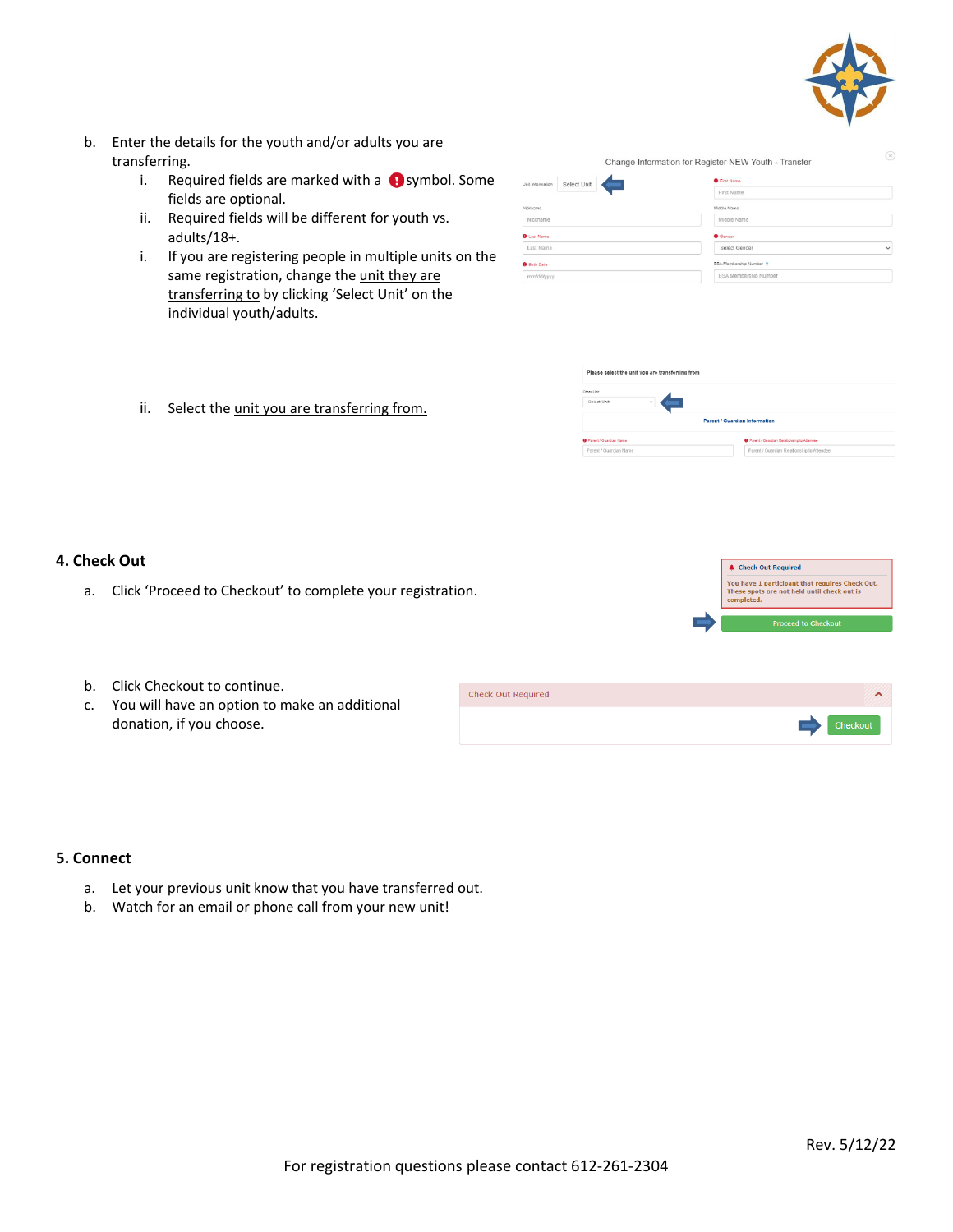b. Enter the details for the youth and/or adults you are transferring.

   i. Required fields are marked with a ❗ symbol. Some fields are optional.

   ii. Required fields will be different for youth vs. adults/18+.

   i. If you are registering people in multiple units on the same registration, change the unit they are transferring to by clicking 'Select Unit' on the individual youth/adults.

   ii. Select the unit you are transferring from.

Change Information for Register NEW Youth - Transfer

Unit Information Select Unit

First Name

Nickname

Middle Name

Last Name

Gender

Select Gender

Birth Date

mm/dd/yyyy

BSA Membership Number

Please select the unit you are transferring from

Other Unit

Select Unit

Parent / Guardian Information

Parent / Guardian Name

Parent / Guardian Relationship to Attendee

## 4. Check Out

a. Click 'Proceed to Checkout' to complete your registration.

Check Out Required

You have 1 participant that requires Check Out. These spots are not held until check out is completed.

Proceed to Checkout

b. Click Checkout to continue.

c. You will have an option to make an additional donation, if you choose.

Check Out Required

Checkout

## 5. Connect

a. Let your previous unit know that you have transferred out.

b. Watch for an email or phone call from your new unit!

Rev. 5/12/22

For registration questions please contact 612-261-2304